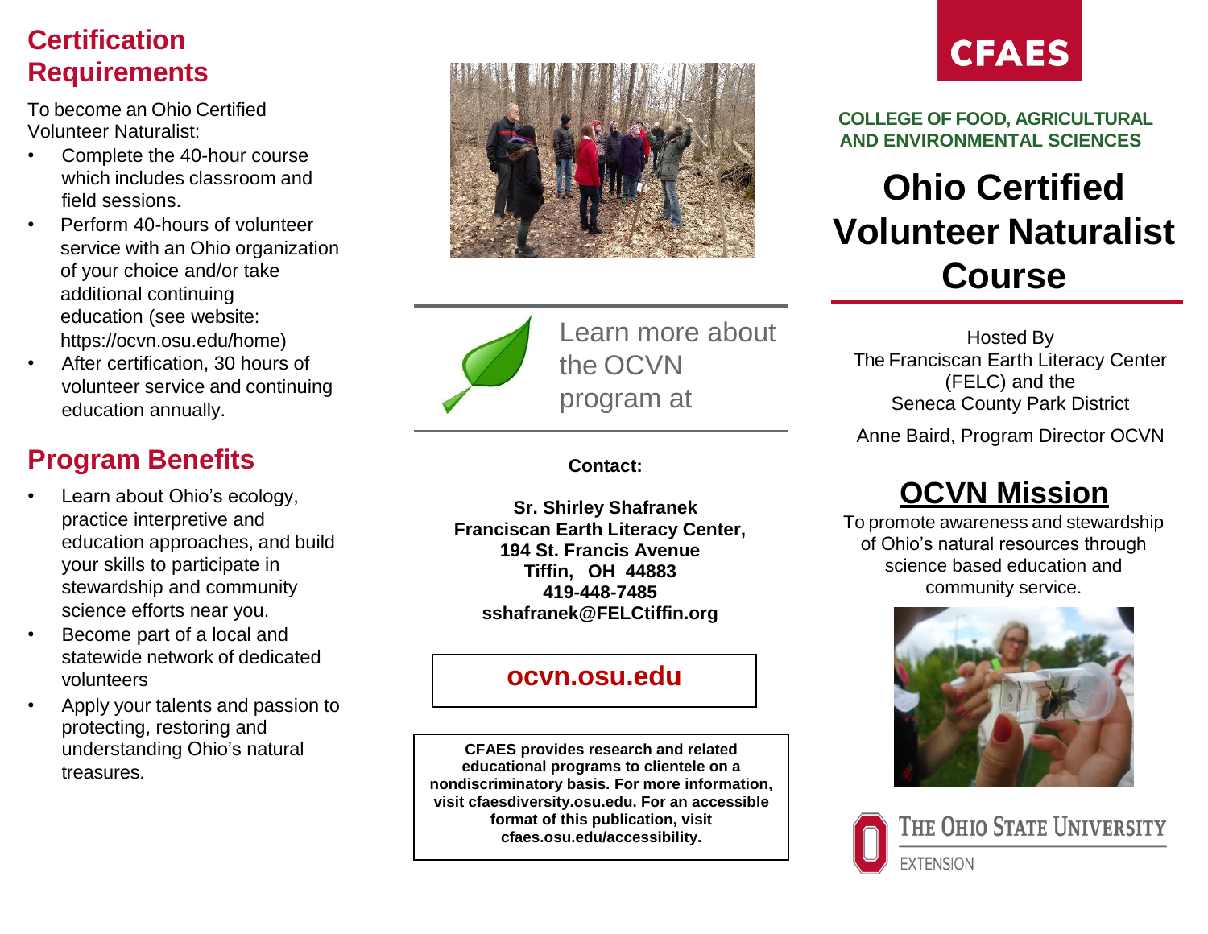## Certification Requirements

To become an Ohio Certified Volunteer Naturalist:

- Complete the 40-hour course which includes classroom and field sessions.
- Perform 40-hours of volunteer service with an Ohio organization of your choice and/or take additional continuing education (see website: https://ocvn.osu.edu/home)
- After certification, 30 hours of volunteer service and continuing education annually.

## Program Benefits

- Learn about Ohio's ecology, practice interpretive and education approaches, and build your skills to participate in stewardship and community science efforts near you.
- Become part of a local and statewide network of dedicated volunteers
- Apply your talents and passion to protecting, restoring and understanding Ohio's natural treasures.

Learn more about the OCVN program at

**Contact:**

**Sr. Shirley Shafranek**
**Franciscan Earth Literacy Center,**
**194 St. Francis Avenue**
**Tiffin, OH 44883**
**419-448-7485**
**sshafranek@FELCtiffin.org**

**ocvn.osu.edu**

**CFAES provides research and related educational programs to clientele on a nondiscriminatory basis. For more information, visit cfaesdiversity.osu.edu. For an accessible format of this publication, visit cfaes.osu.edu/accessibility.**

CFAES

COLLEGE OF FOOD, AGRICULTURAL AND ENVIRONMENTAL SCIENCES

# Ohio Certified Volunteer Naturalist Course

Hosted By
The Franciscan Earth Literacy Center (FELC) and the
Seneca County Park District

Anne Baird, Program Director OCVN

## OCVN Mission

To promote awareness and stewardship of Ohio's natural resources through science based education and community service.

The Ohio State University
Extension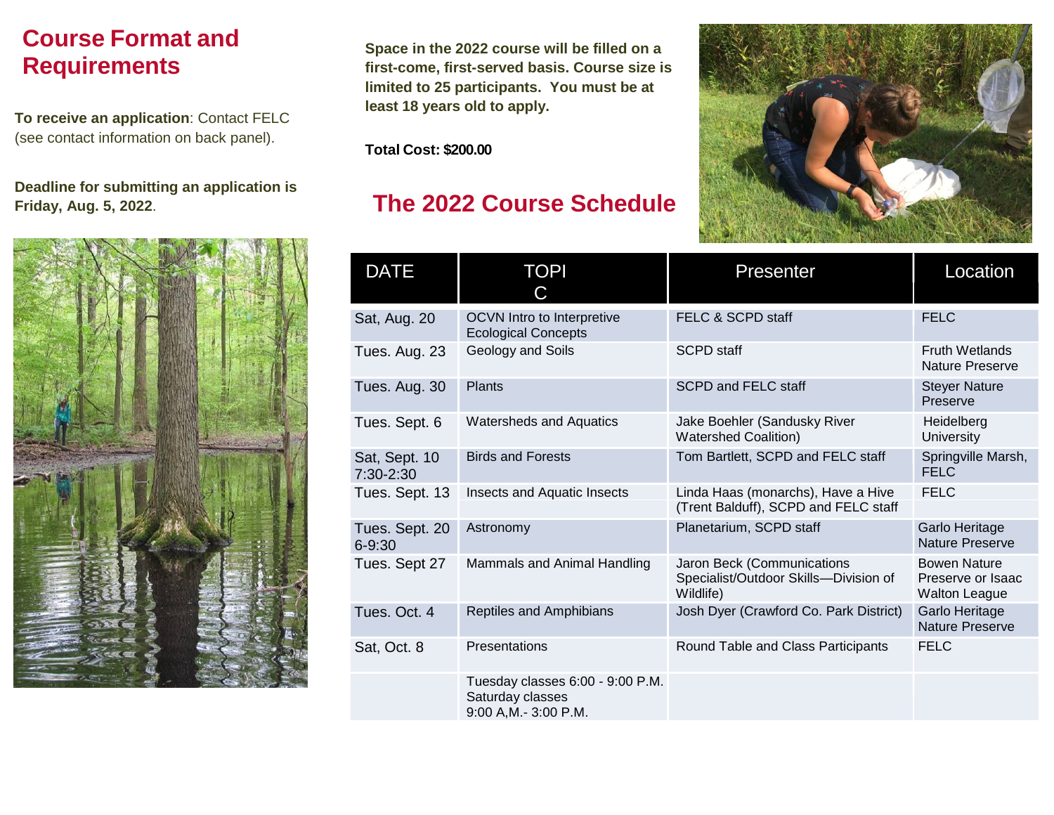## Course Format and Requirements

**To receive an application**: Contact FELC (see contact information on back panel).

**Deadline for submitting an application is Friday, Aug. 5, 2022**.

**Space in the 2022 course will be filled on a first-come, first-served basis. Course size is limited to 25 participants. You must be at least 18 years old to apply.**

**Total Cost: $200.00**

## The 2022 Course Schedule

| DATE | TOPIC | Presenter | Location |
|---|---|---|---|
| Sat, Aug. 20 | OCVN Intro to Interpretive Ecological Concepts | FELC & SCPD staff | FELC |
| Tues. Aug. 23 | Geology and Soils | SCPD staff | Fruth Wetlands Nature Preserve |
| Tues. Aug. 30 | Plants | SCPD and FELC staff | Steyer Nature Preserve |
| Tues. Sept. 6 | Watersheds and Aquatics | Jake Boehler (Sandusky River Watershed Coalition) | Heidelberg University |
| Sat, Sept. 10 7:30-2:30 | Birds and Forests | Tom Bartlett, SCPD and FELC staff | Springville Marsh, FELC |
| Tues. Sept. 13 | Insects and Aquatic Insects | Linda Haas (monarchs), Have a Hive (Trent Balduff), SCPD and FELC staff | FELC |
| Tues. Sept. 20 6-9:30 | Astronomy | Planetarium, SCPD staff | Garlo Heritage Nature Preserve |
| Tues. Sept 27 | Mammals and Animal Handling | Jaron Beck (Communications Specialist/Outdoor Skills—Division of Wildlife) | Bowen Nature Preserve or Isaac Walton League |
| Tues. Oct. 4 | Reptiles and Amphibians | Josh Dyer (Crawford Co. Park District) | Garlo Heritage Nature Preserve |
| Sat, Oct. 8 | Presentations | Round Table and Class Participants | FELC |
| | Tuesday classes 6:00 - 9:00 P.M. Saturday classes 9:00 A,M.- 3:00 P.M. | | |